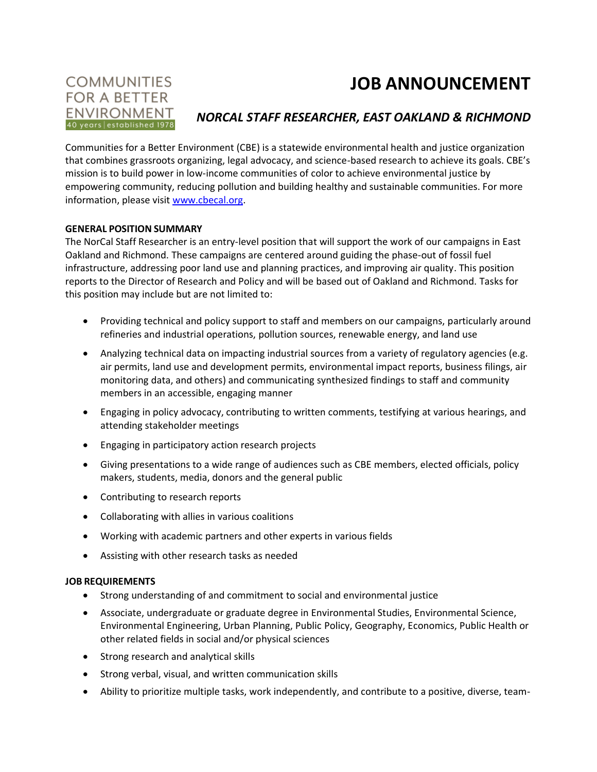COMMUNITIES FOR A BETTER ENVIRONMENT
40 years | established 1978

# JOB ANNOUNCEMENT

## *NORCAL STAFF RESEARCHER, EAST OAKLAND & RICHMOND*

Communities for a Better Environment (CBE) is a statewide environmental health and justice organization that combines grassroots organizing, legal advocacy, and science-based research to achieve its goals. CBE's mission is to build power in low-income communities of color to achieve environmental justice by empowering community, reducing pollution and building healthy and sustainable communities. For more information, please visit www.cbecal.org.

**GENERAL POSITION SUMMARY**

The NorCal Staff Researcher is an entry-level position that will support the work of our campaigns in East Oakland and Richmond. These campaigns are centered around guiding the phase-out of fossil fuel infrastructure, addressing poor land use and planning practices, and improving air quality. This position reports to the Director of Research and Policy and will be based out of Oakland and Richmond. Tasks for this position may include but are not limited to:

- Providing technical and policy support to staff and members on our campaigns, particularly around refineries and industrial operations, pollution sources, renewable energy, and land use
- Analyzing technical data on impacting industrial sources from a variety of regulatory agencies (e.g. air permits, land use and development permits, environmental impact reports, business filings, air monitoring data, and others) and communicating synthesized findings to staff and community members in an accessible, engaging manner
- Engaging in policy advocacy, contributing to written comments, testifying at various hearings, and attending stakeholder meetings
- Engaging in participatory action research projects
- Giving presentations to a wide range of audiences such as CBE members, elected officials, policy makers, students, media, donors and the general public
- Contributing to research reports
- Collaborating with allies in various coalitions
- Working with academic partners and other experts in various fields
- Assisting with other research tasks as needed

**JOB REQUIREMENTS**

- Strong understanding of and commitment to social and environmental justice
- Associate, undergraduate or graduate degree in Environmental Studies, Environmental Science, Environmental Engineering, Urban Planning, Public Policy, Geography, Economics, Public Health or other related fields in social and/or physical sciences
- Strong research and analytical skills
- Strong verbal, visual, and written communication skills
- Ability to prioritize multiple tasks, work independently, and contribute to a positive, diverse, team-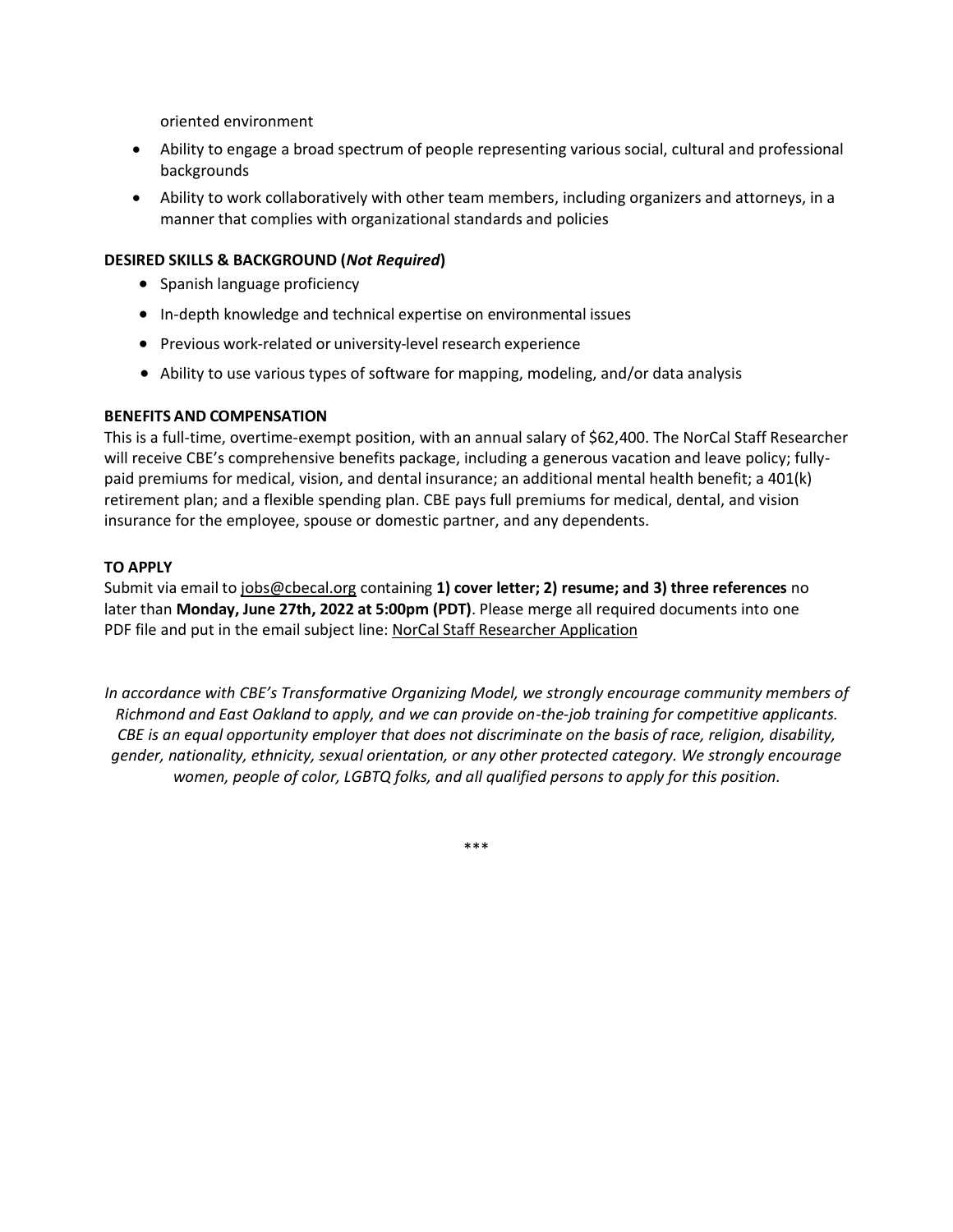oriented environment

- Ability to engage a broad spectrum of people representing various social, cultural and professional backgrounds
- Ability to work collaboratively with other team members, including organizers and attorneys, in a manner that complies with organizational standards and policies

**DESIRED SKILLS & BACKGROUND (*Not Required*)**

- Spanish language proficiency
- In-depth knowledge and technical expertise on environmental issues
- Previous work-related or university-level research experience
- Ability to use various types of software for mapping, modeling, and/or data analysis

**BENEFITS AND COMPENSATION**

This is a full-time, overtime-exempt position, with an annual salary of $62,400. The NorCal Staff Researcher will receive CBE's comprehensive benefits package, including a generous vacation and leave policy; fully-paid premiums for medical, vision, and dental insurance; an additional mental health benefit; a 401(k) retirement plan; and a flexible spending plan. CBE pays full premiums for medical, dental, and vision insurance for the employee, spouse or domestic partner, and any dependents.

**TO APPLY**

Submit via email to jobs@cbecal.org containing **1) cover letter; 2) resume; and 3) three references** no later than **Monday, June 27th, 2022 at 5:00pm (PDT)**. Please merge all required documents into one PDF file and put in the email subject line: NorCal Staff Researcher Application

*In accordance with CBE's Transformative Organizing Model, we strongly encourage community members of Richmond and East Oakland to apply, and we can provide on-the-job training for competitive applicants. CBE is an equal opportunity employer that does not discriminate on the basis of race, religion, disability, gender, nationality, ethnicity, sexual orientation, or any other protected category. We strongly encourage women, people of color, LGBTQ folks, and all qualified persons to apply for this position.*

***